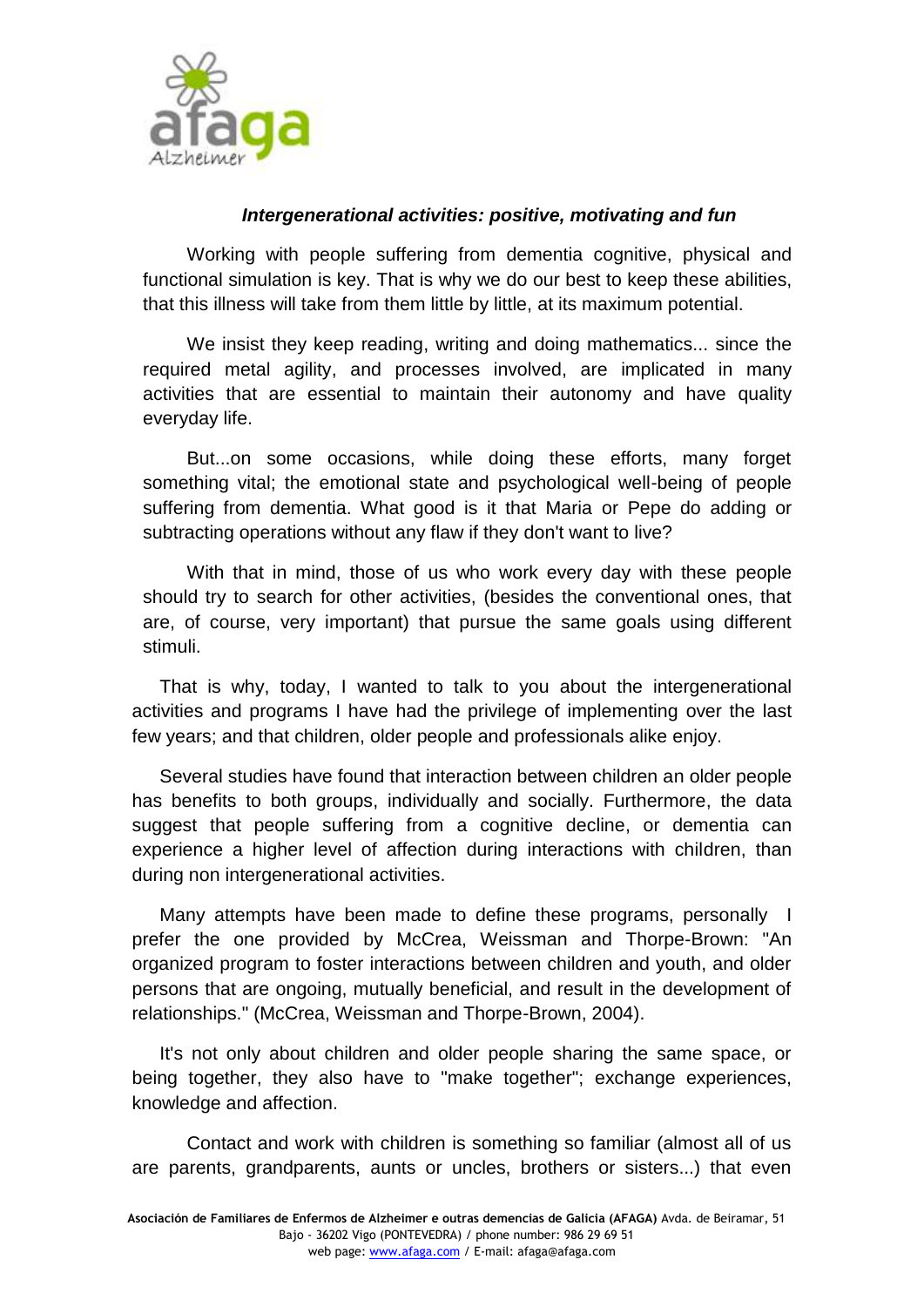### *Intergenerational activities: positive, motivating and fun*

Working with people suffering from dementia cognitive, physical and functional simulation is key. That is why we do our best to keep these abilities, that this illness will take from them little by little, at its maximum potential.

We insist they keep reading, writing and doing mathematics... since the required metal agility, and processes involved, are implicated in many activities that are essential to maintain their autonomy and have quality everyday life.

But...on some occasions, while doing these efforts, many forget something vital; the emotional state and psychological well-being of people suffering from dementia. What good is it that Maria or Pepe do adding or subtracting operations without any flaw if they don't want to live?

With that in mind, those of us who work every day with these people should try to search for other activities, (besides the conventional ones, that are, of course, very important) that pursue the same goals using different stimuli.

That is why, today, I wanted to talk to you about the intergenerational activities and programs I have had the privilege of implementing over the last few years; and that children, older people and professionals alike enjoy.

Several studies have found that interaction between children an older people has benefits to both groups, individually and socially. Furthermore, the data suggest that people suffering from a cognitive decline, or dementia can experience a higher level of affection during interactions with children, than during non intergenerational activities.

Many attempts have been made to define these programs, personally I prefer the one provided by McCrea, Weissman and Thorpe-Brown: "An organized program to foster interactions between children and youth, and older persons that are ongoing, mutually beneficial, and result in the development of relationships." (McCrea, Weissman and Thorpe-Brown, 2004).

It's not only about children and older people sharing the same space, or being together, they also have to "make together"; exchange experiences, knowledge and affection.

Contact and work with children is something so familiar (almost all of us are parents, grandparents, aunts or uncles, brothers or sisters...) that even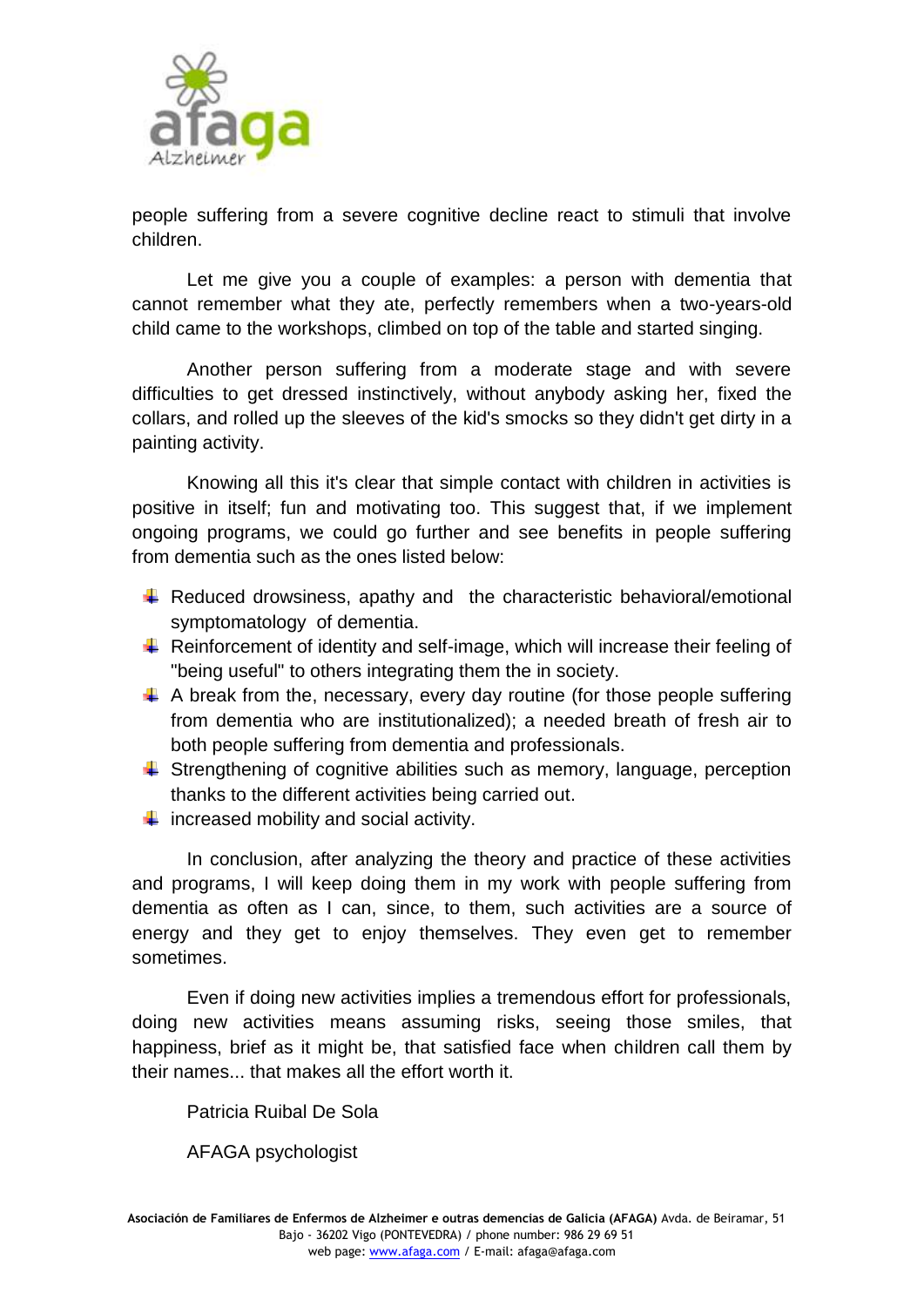people suffering from a severe cognitive decline react to stimuli that involve children.

Let me give you a couple of examples: a person with dementia that cannot remember what they ate, perfectly remembers when a two-years-old child came to the workshops, climbed on top of the table and started singing.

Another person suffering from a moderate stage and with severe difficulties to get dressed instinctively, without anybody asking her, fixed the collars, and rolled up the sleeves of the kid's smocks so they didn't get dirty in a painting activity.

Knowing all this it's clear that simple contact with children in activities is positive in itself; fun and motivating too. This suggest that, if we implement ongoing programs, we could go further and see benefits in people suffering from dementia such as the ones listed below:

- Reduced drowsiness, apathy and the characteristic behavioral/emotional symptomatology of dementia.
- Reinforcement of identity and self-image, which will increase their feeling of "being useful" to others integrating them the in society.
- A break from the, necessary, every day routine (for those people suffering from dementia who are institutionalized); a needed breath of fresh air to both people suffering from dementia and professionals.
- Strengthening of cognitive abilities such as memory, language, perception thanks to the different activities being carried out.
- increased mobility and social activity.

In conclusion, after analyzing the theory and practice of these activities and programs, I will keep doing them in my work with people suffering from dementia as often as I can, since, to them, such activities are a source of energy and they get to enjoy themselves. They even get to remember sometimes.

Even if doing new activities implies a tremendous effort for professionals, doing new activities means assuming risks, seeing those smiles, that happiness, brief as it might be, that satisfied face when children call them by their names... that makes all the effort worth it.

Patricia Ruibal De Sola

AFAGA psychologist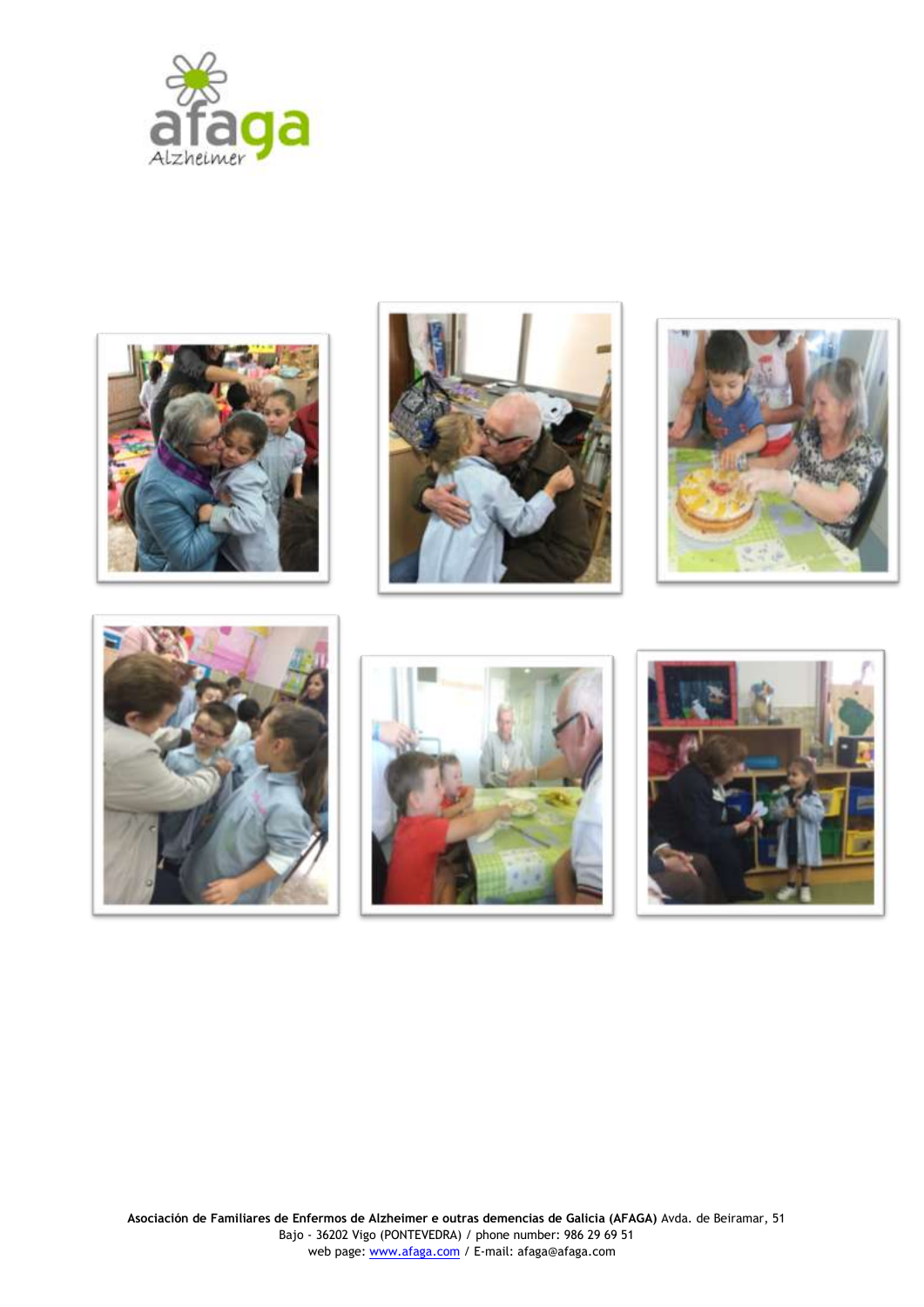**Asociación de Familiares de Enfermos de Alzheimer e outras demencias de Galicia (AFAGA)** Avda. de Beiramar, 51
Bajo - 36202 Vigo (PONTEVEDRA) / phone number: 986 29 69 51
web page: [www.afaga.com](http://www.afaga.com) / E-mail: afaga@afaga.com